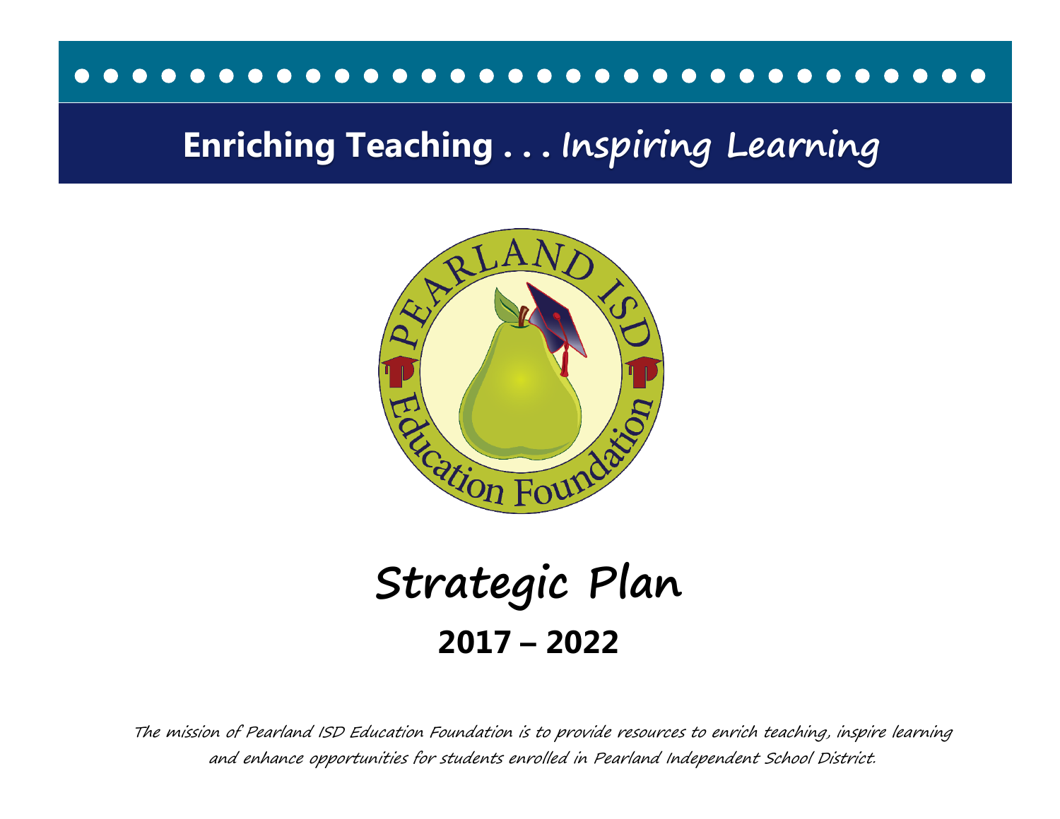# Enriching Teaching . . . *Inspiring Learning*

# Strategic Plan

## 2017 – 2022

*The mission of Pearland ISD Education Foundation is to provide resources to enrich teaching, inspire learning and enhance opportunities for students enrolled in Pearland Independent School District.*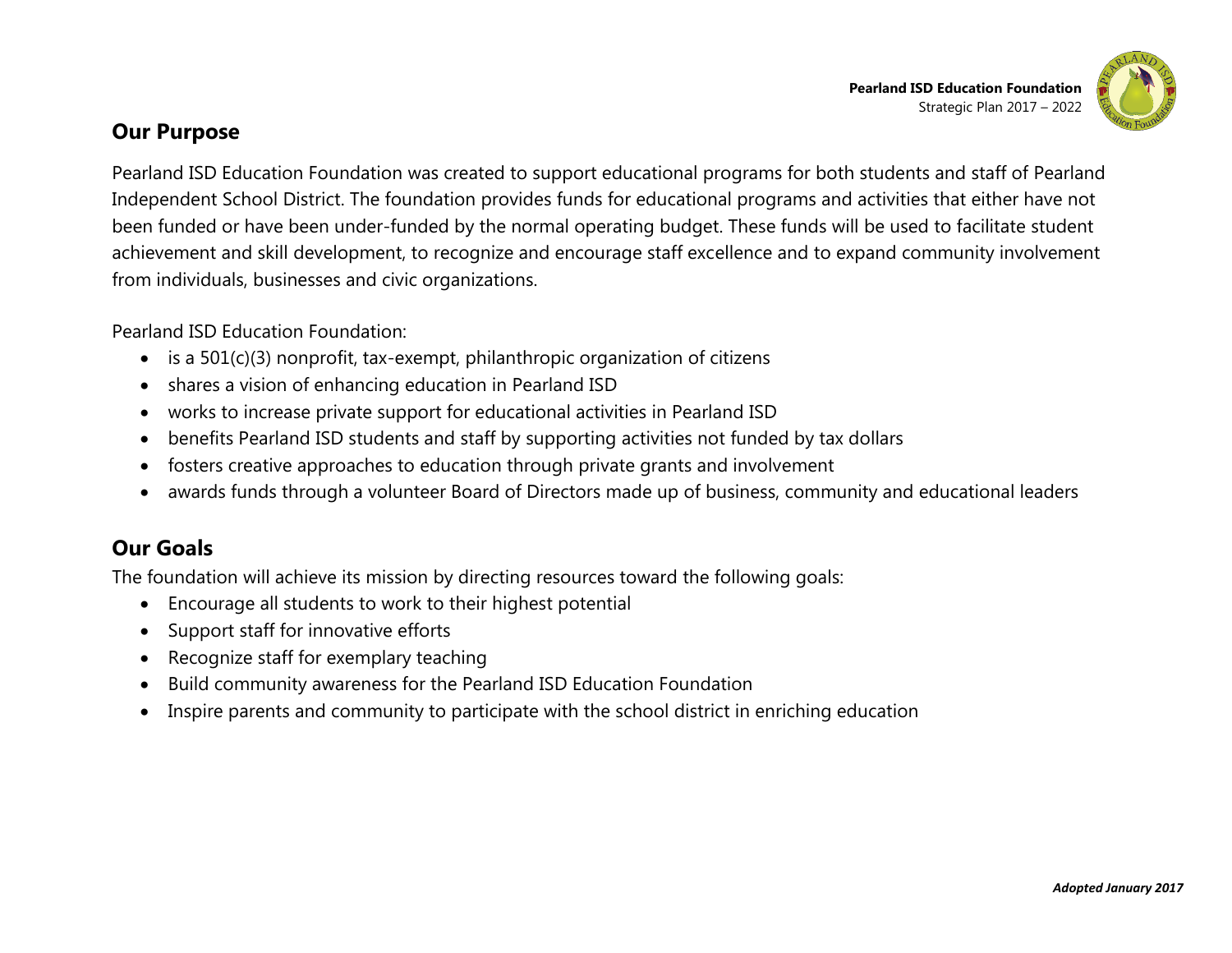## Our Purpose

Pearland ISD Education Foundation was created to support educational programs for both students and staff of Pearland Independent School District. The foundation provides funds for educational programs and activities that either have not been funded or have been under-funded by the normal operating budget. These funds will be used to facilitate student achievement and skill development, to recognize and encourage staff excellence and to expand community involvement from individuals, businesses and civic organizations.

Pearland ISD Education Foundation:

- is a 501(c)(3) nonprofit, tax-exempt, philanthropic organization of citizens
- shares a vision of enhancing education in Pearland ISD
- works to increase private support for educational activities in Pearland ISD
- benefits Pearland ISD students and staff by supporting activities not funded by tax dollars
- fosters creative approaches to education through private grants and involvement
- awards funds through a volunteer Board of Directors made up of business, community and educational leaders

## Our Goals

The foundation will achieve its mission by directing resources toward the following goals:

- Encourage all students to work to their highest potential
- Support staff for innovative efforts
- Recognize staff for exemplary teaching
- Build community awareness for the Pearland ISD Education Foundation
- Inspire parents and community to participate with the school district in enriching education

***Adopted January 2017***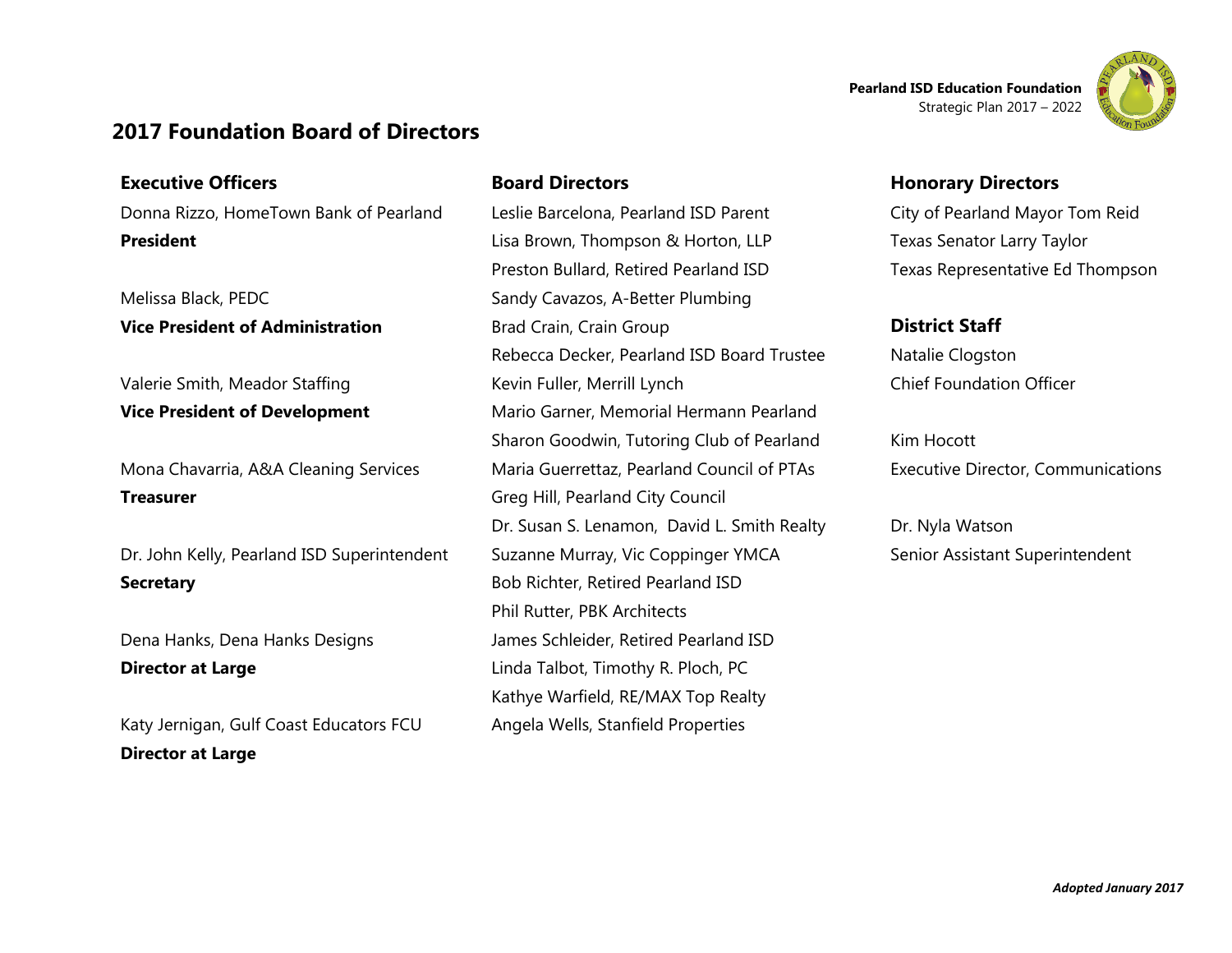## 2017 Foundation Board of Directors

### Executive Officers

Donna Rizzo, HomeTown Bank of Pearland
**President**

Melissa Black, PEDC
**Vice President of Administration**

Valerie Smith, Meador Staffing
**Vice President of Development**

Mona Chavarria, A&A Cleaning Services
**Treasurer**

Dr. John Kelly, Pearland ISD Superintendent
**Secretary**

Dena Hanks, Dena Hanks Designs
**Director at Large**

Katy Jernigan, Gulf Coast Educators FCU
**Director at Large**

### Board Directors

Leslie Barcelona, Pearland ISD Parent
Lisa Brown, Thompson & Horton, LLP
Preston Bullard, Retired Pearland ISD
Sandy Cavazos, A-Better Plumbing
Brad Crain, Crain Group
Rebecca Decker, Pearland ISD Board Trustee
Kevin Fuller, Merrill Lynch
Mario Garner, Memorial Hermann Pearland
Sharon Goodwin, Tutoring Club of Pearland
Maria Guerrettaz, Pearland Council of PTAs
Greg Hill, Pearland City Council
Dr. Susan S. Lenamon, David L. Smith Realty
Suzanne Murray, Vic Coppinger YMCA
Bob Richter, Retired Pearland ISD
Phil Rutter, PBK Architects
James Schleider, Retired Pearland ISD
Linda Talbot, Timothy R. Ploch, PC
Kathye Warfield, RE/MAX Top Realty
Angela Wells, Stanfield Properties

### Honorary Directors

City of Pearland Mayor Tom Reid
Texas Senator Larry Taylor
Texas Representative Ed Thompson

### District Staff

Natalie Clogston
Chief Foundation Officer

Kim Hocott
Executive Director, Communications

Dr. Nyla Watson
Senior Assistant Superintendent

***Adopted January 2017***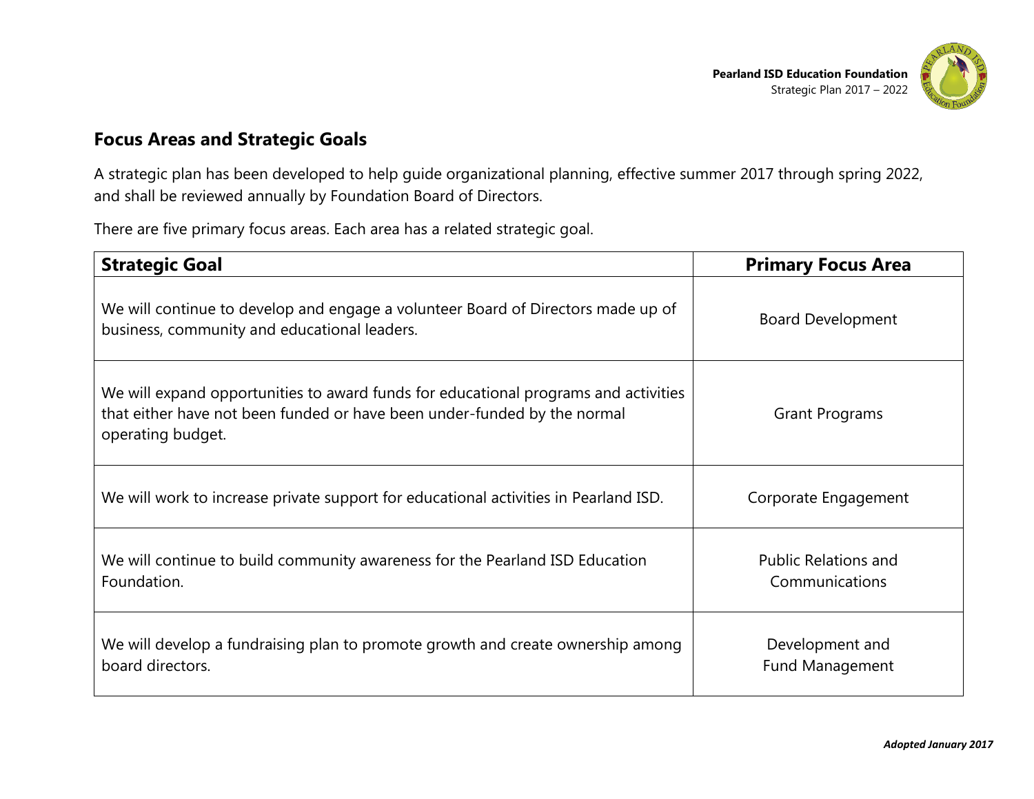## Focus Areas and Strategic Goals

A strategic plan has been developed to help guide organizational planning, effective summer 2017 through spring 2022, and shall be reviewed annually by Foundation Board of Directors.

There are five primary focus areas. Each area has a related strategic goal.

| Strategic Goal | Primary Focus Area |
|---|---|
| We will continue to develop and engage a volunteer Board of Directors made up of business, community and educational leaders. | Board Development |
| We will expand opportunities to award funds for educational programs and activities that either have not been funded or have been under-funded by the normal operating budget. | Grant Programs |
| We will work to increase private support for educational activities in Pearland ISD. | Corporate Engagement |
| We will continue to build community awareness for the Pearland ISD Education Foundation. | Public Relations and Communications |
| We will develop a fundraising plan to promote growth and create ownership among board directors. | Development and Fund Management |

***Adopted January 2017***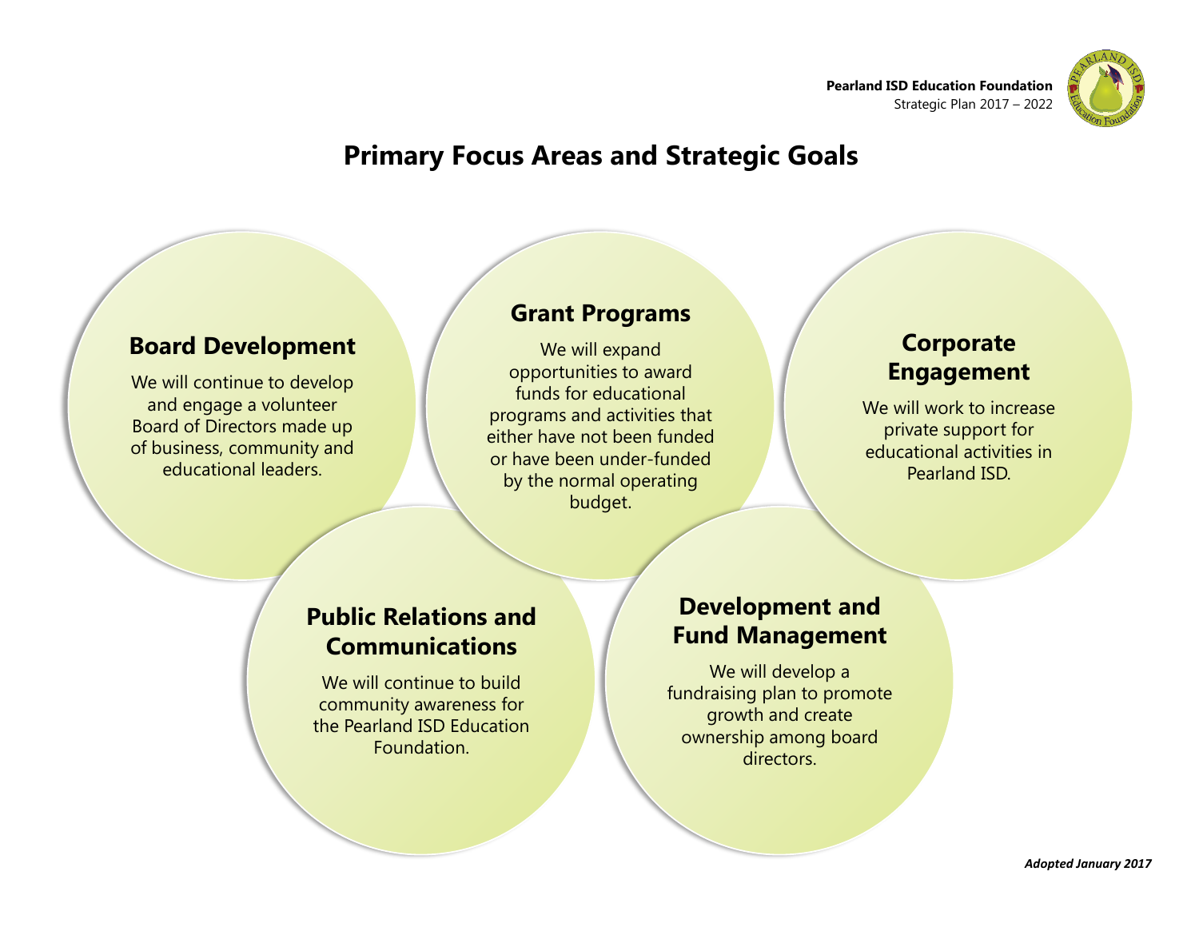# Primary Focus Areas and Strategic Goals

## Board Development

We will continue to develop and engage a volunteer Board of Directors made up of business, community and educational leaders.

## Grant Programs

We will expand opportunities to award funds for educational programs and activities that either have not been funded or have been under-funded by the normal operating budget.

## Corporate Engagement

We will work to increase private support for educational activities in Pearland ISD.

## Public Relations and Communications

We will continue to build community awareness for the Pearland ISD Education Foundation.

## Development and Fund Management

We will develop a fundraising plan to promote growth and create ownership among board directors.

***Adopted January 2017***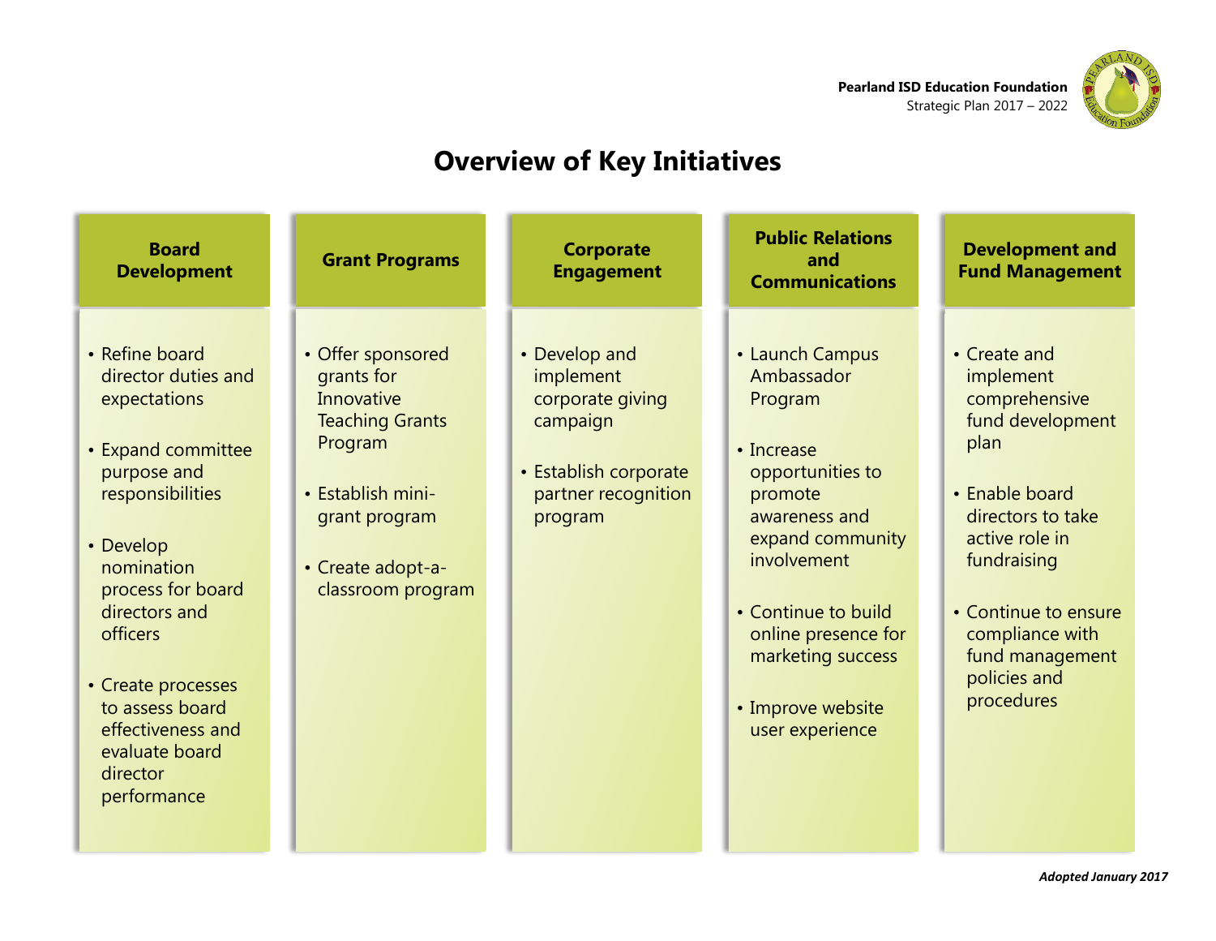## Overview of Key Initiatives

### Board Development

- Refine board director duties and expectations
- Expand committee purpose and responsibilities
- Develop nomination process for board directors and officers
- Create processes to assess board effectiveness and evaluate board director performance

### Grant Programs

- Offer sponsored grants for Innovative Teaching Grants Program
- Establish mini-grant program
- Create adopt-a-classroom program

### Corporate Engagement

- Develop and implement corporate giving campaign
- Establish corporate partner recognition program

### Public Relations and Communications

- Launch Campus Ambassador Program
- Increase opportunities to promote awareness and expand community involvement
- Continue to build online presence for marketing success
- Improve website user experience

### Development and Fund Management

- Create and implement comprehensive fund development plan
- Enable board directors to take active role in fundraising
- Continue to ensure compliance with fund management policies and procedures

***Adopted January 2017***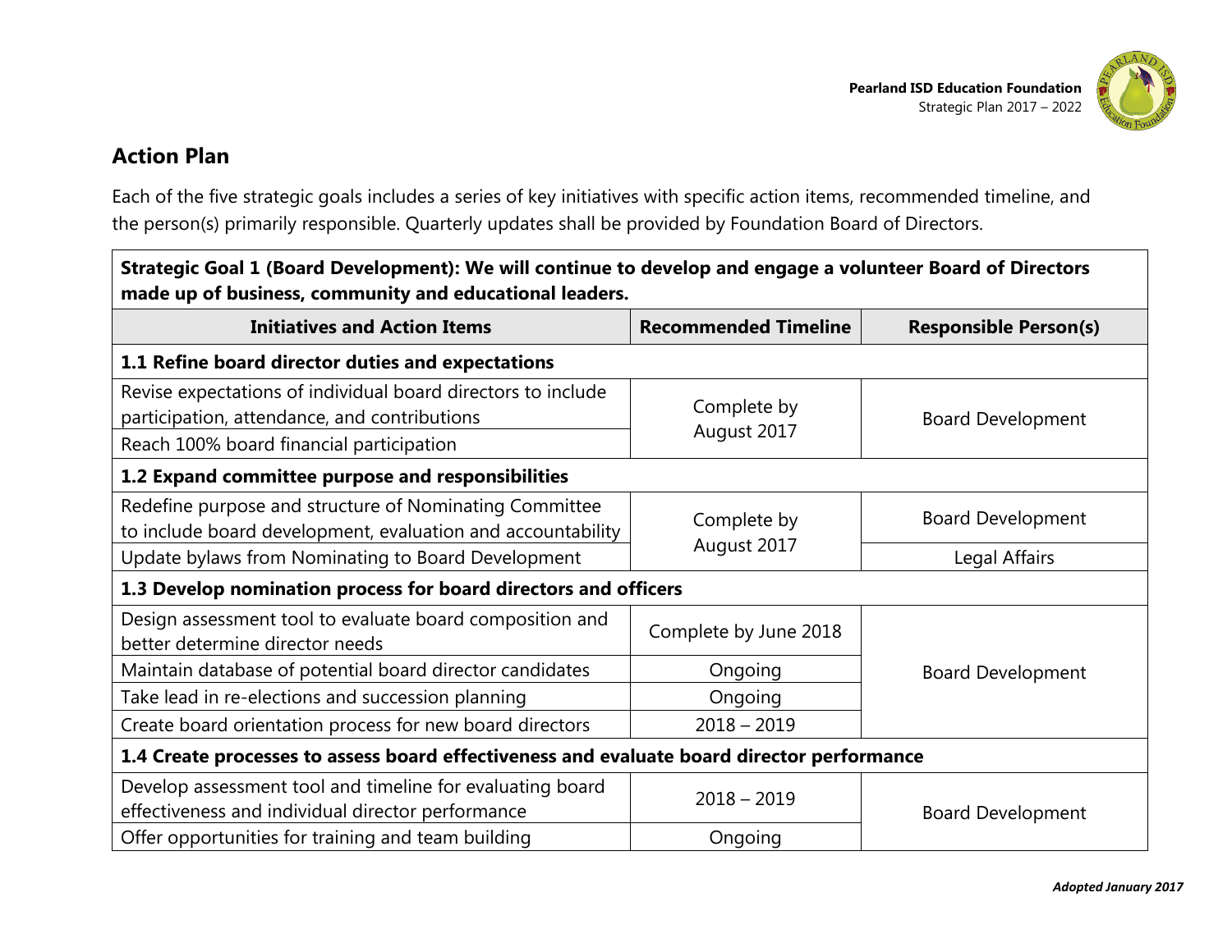## Action Plan

Each of the five strategic goals includes a series of key initiatives with specific action items, recommended timeline, and the person(s) primarily responsible. Quarterly updates shall be provided by Foundation Board of Directors.

**Strategic Goal 1 (Board Development): We will continue to develop and engage a volunteer Board of Directors made up of business, community and educational leaders.**

| Initiatives and Action Items | Recommended Timeline | Responsible Person(s) |
|---|---|---|
| **1.1 Refine board director duties and expectations** | | |
| Revise expectations of individual board directors to include participation, attendance, and contributions | Complete by August 2017 | Board Development |
| Reach 100% board financial participation | | |
| **1.2 Expand committee purpose and responsibilities** | | |
| Redefine purpose and structure of Nominating Committee to include board development, evaluation and accountability | Complete by August 2017 | Board Development |
| Update bylaws from Nominating to Board Development | | Legal Affairs |
| **1.3 Develop nomination process for board directors and officers** | | |
| Design assessment tool to evaluate board composition and better determine director needs | Complete by June 2018 | Board Development |
| Maintain database of potential board director candidates | Ongoing | |
| Take lead in re-elections and succession planning | Ongoing | |
| Create board orientation process for new board directors | 2018 – 2019 | |
| **1.4 Create processes to assess board effectiveness and evaluate board director performance** | | |
| Develop assessment tool and timeline for evaluating board effectiveness and individual director performance | 2018 – 2019 | Board Development |
| Offer opportunities for training and team building | Ongoing | |

*Adopted January 2017*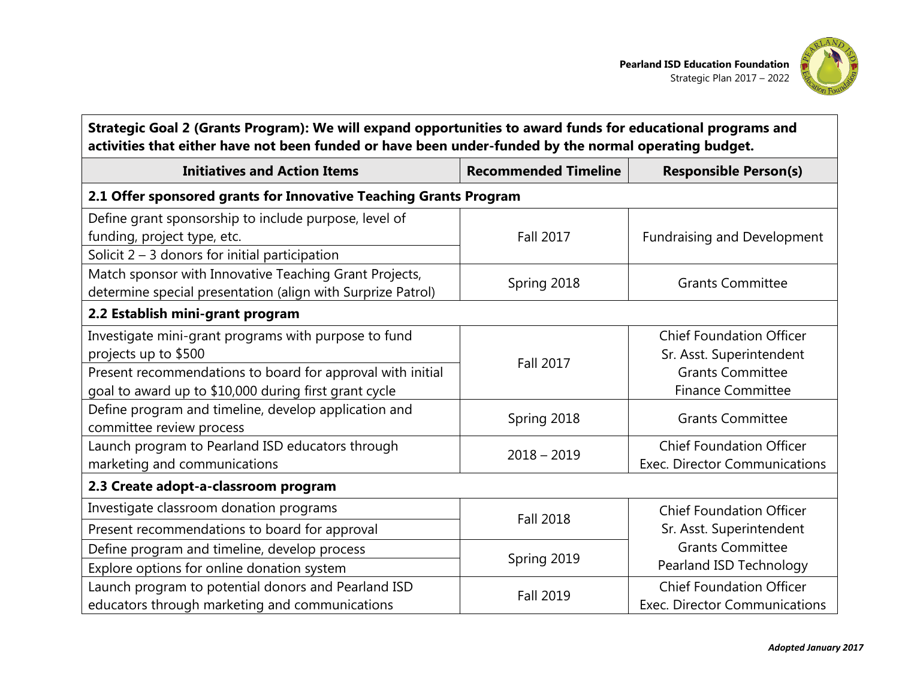| Strategic Goal 2 (Grants Program): We will expand opportunities to award funds for educational programs and activities that either have not been funded or have been under-funded by the normal operating budget. | | |
|---|---|---|
| **Initiatives and Action Items** | **Recommended Timeline** | **Responsible Person(s)** |
| **2.1 Offer sponsored grants for Innovative Teaching Grants Program** | | |
| Define grant sponsorship to include purpose, level of funding, project type, etc. | Fall 2017 | Fundraising and Development |
| Solicit 2 – 3 donors for initial participation | | |
| Match sponsor with Innovative Teaching Grant Projects, determine special presentation (align with Surprize Patrol) | Spring 2018 | Grants Committee |
| **2.2 Establish mini-grant program** | | |
| Investigate mini-grant programs with purpose to fund projects up to $500 | Fall 2017 | Chief Foundation Officer<br>Sr. Asst. Superintendent<br>Grants Committee<br>Finance Committee |
| Present recommendations to board for approval with initial goal to award up to $10,000 during first grant cycle | | |
| Define program and timeline, develop application and committee review process | Spring 2018 | Grants Committee |
| Launch program to Pearland ISD educators through marketing and communications | 2018 – 2019 | Chief Foundation Officer<br>Exec. Director Communications |
| **2.3 Create adopt-a-classroom program** | | |
| Investigate classroom donation programs | Fall 2018 | Chief Foundation Officer<br>Sr. Asst. Superintendent<br>Grants Committee<br>Pearland ISD Technology |
| Present recommendations to board for approval | | |
| Define program and timeline, develop process | Spring 2019 | |
| Explore options for online donation system | | |
| Launch program to potential donors and Pearland ISD educators through marketing and communications | Fall 2019 | Chief Foundation Officer<br>Exec. Director Communications |

***Adopted January 2017***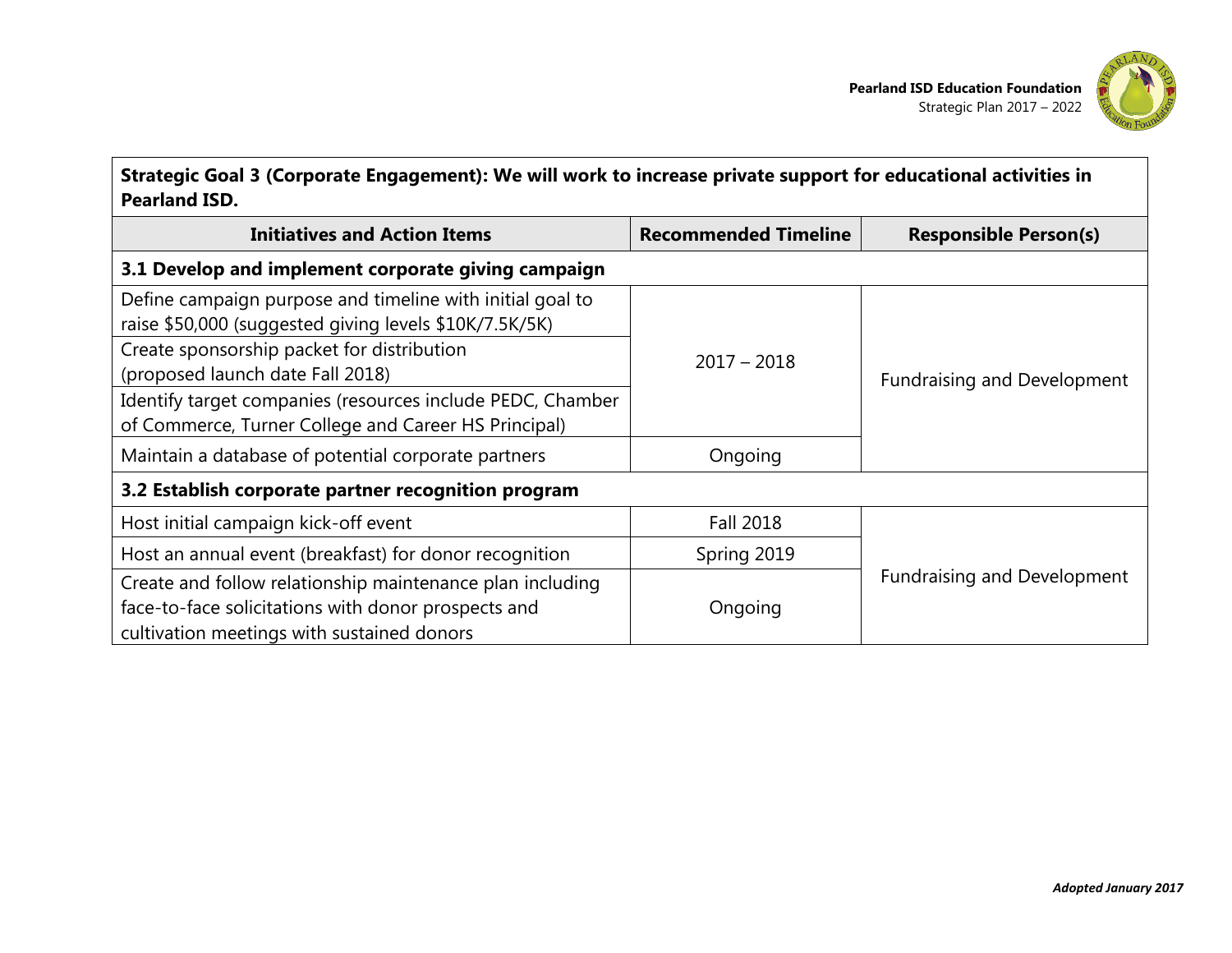| Strategic Goal 3 (Corporate Engagement): We will work to increase private support for educational activities in Pearland ISD. | | |
|---|---|---|
| **Initiatives and Action Items** | **Recommended Timeline** | **Responsible Person(s)** |
| **3.1 Develop and implement corporate giving campaign** | | |
| Define campaign purpose and timeline with initial goal to raise $50,000 (suggested giving levels $10K/7.5K/5K) | 2017 – 2018 | Fundraising and Development |
| Create sponsorship packet for distribution (proposed launch date Fall 2018) | 2017 – 2018 | Fundraising and Development |
| Identify target companies (resources include PEDC, Chamber of Commerce, Turner College and Career HS Principal) | 2017 – 2018 | Fundraising and Development |
| Maintain a database of potential corporate partners | Ongoing | Fundraising and Development |
| **3.2 Establish corporate partner recognition program** | | |
| Host initial campaign kick-off event | Fall 2018 | Fundraising and Development |
| Host an annual event (breakfast) for donor recognition | Spring 2019 | Fundraising and Development |
| Create and follow relationship maintenance plan including face-to-face solicitations with donor prospects and cultivation meetings with sustained donors | Ongoing | Fundraising and Development |

***Adopted January 2017***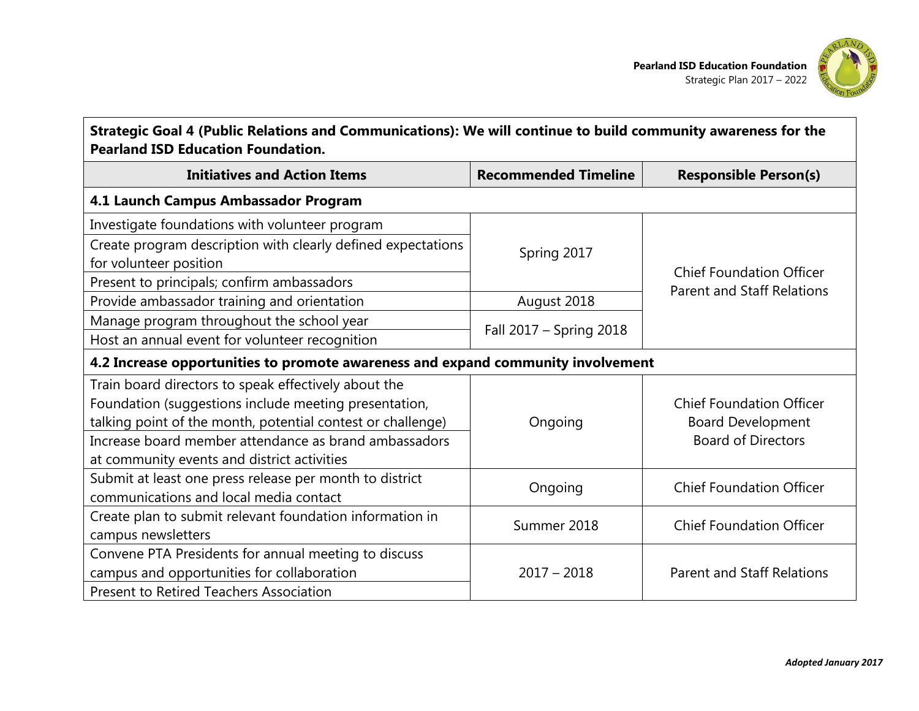**Strategic Goal 4 (Public Relations and Communications): We will continue to build community awareness for the Pearland ISD Education Foundation.**

| Initiatives and Action Items | Recommended Timeline | Responsible Person(s) |
|---|---|---|
| **4.1 Launch Campus Ambassador Program** | | |
| Investigate foundations with volunteer program | Spring 2017 | Chief Foundation Officer<br>Parent and Staff Relations |
| Create program description with clearly defined expectations for volunteer position | Spring 2017 | Chief Foundation Officer<br>Parent and Staff Relations |
| Present to principals; confirm ambassadors | Spring 2017 | Chief Foundation Officer<br>Parent and Staff Relations |
| Provide ambassador training and orientation | August 2018 | Chief Foundation Officer<br>Parent and Staff Relations |
| Manage program throughout the school year | Fall 2017 – Spring 2018 | Chief Foundation Officer<br>Parent and Staff Relations |
| Host an annual event for volunteer recognition | Fall 2017 – Spring 2018 | Chief Foundation Officer<br>Parent and Staff Relations |
| **4.2 Increase opportunities to promote awareness and expand community involvement** | | |
| Train board directors to speak effectively about the Foundation (suggestions include meeting presentation, talking point of the month, potential contest or challenge) | Ongoing | Chief Foundation Officer<br>Board Development<br>Board of Directors |
| Increase board member attendance as brand ambassadors at community events and district activities | Ongoing | Chief Foundation Officer<br>Board Development<br>Board of Directors |
| Submit at least one press release per month to district communications and local media contact | Ongoing | Chief Foundation Officer |
| Create plan to submit relevant foundation information in campus newsletters | Summer 2018 | Chief Foundation Officer |
| Convene PTA Presidents for annual meeting to discuss campus and opportunities for collaboration | 2017 – 2018 | Parent and Staff Relations |
| Present to Retired Teachers Association | 2017 – 2018 | Parent and Staff Relations |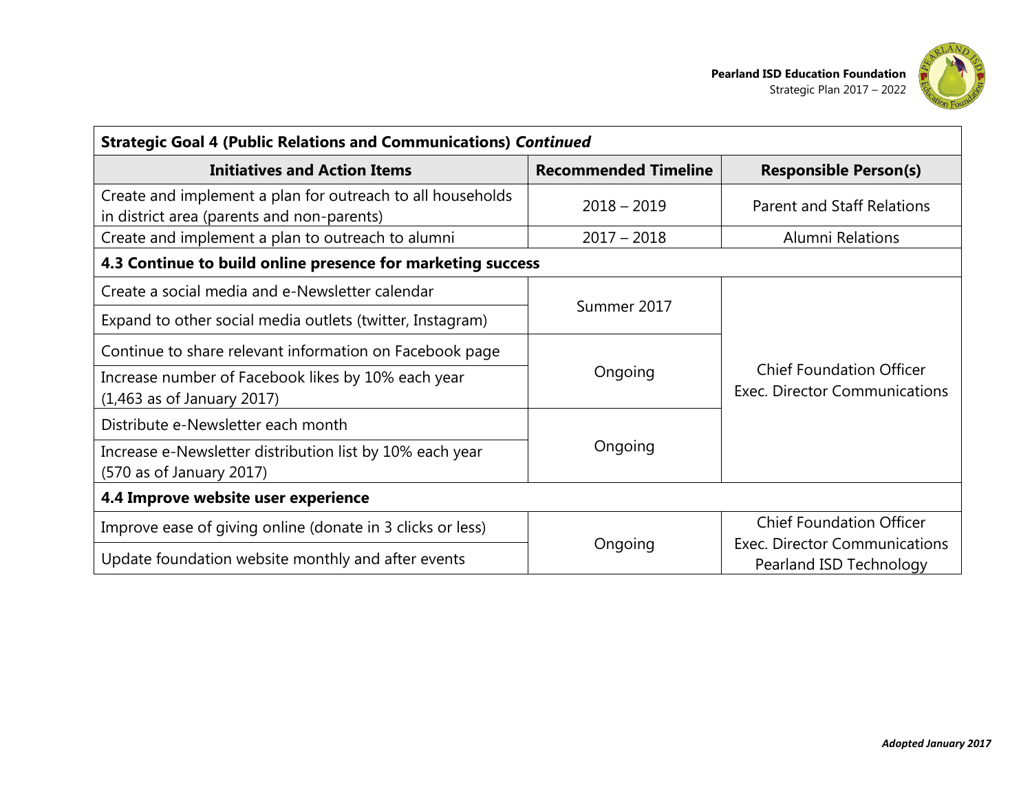| Strategic Goal 4 (Public Relations and Communications) *Continued* | | |
|---|---|---|
| **Initiatives and Action Items** | **Recommended Timeline** | **Responsible Person(s)** |
| Create and implement a plan for outreach to all households in district area (parents and non-parents) | 2018 – 2019 | Parent and Staff Relations |
| Create and implement a plan to outreach to alumni | 2017 – 2018 | Alumni Relations |
| **4.3 Continue to build online presence for marketing success** | | |
| Create a social media and e-Newsletter calendar | Summer 2017 | Chief Foundation Officer<br>Exec. Director Communications |
| Expand to other social media outlets (twitter, Instagram) | | |
| Continue to share relevant information on Facebook page | Ongoing | |
| Increase number of Facebook likes by 10% each year (1,463 as of January 2017) | | |
| Distribute e-Newsletter each month | Ongoing | |
| Increase e-Newsletter distribution list by 10% each year (570 as of January 2017) | | |
| **4.4 Improve website user experience** | | |
| Improve ease of giving online (donate in 3 clicks or less) | Ongoing | Chief Foundation Officer<br>Exec. Director Communications<br>Pearland ISD Technology |
| Update foundation website monthly and after events | | |

***Adopted January 2017***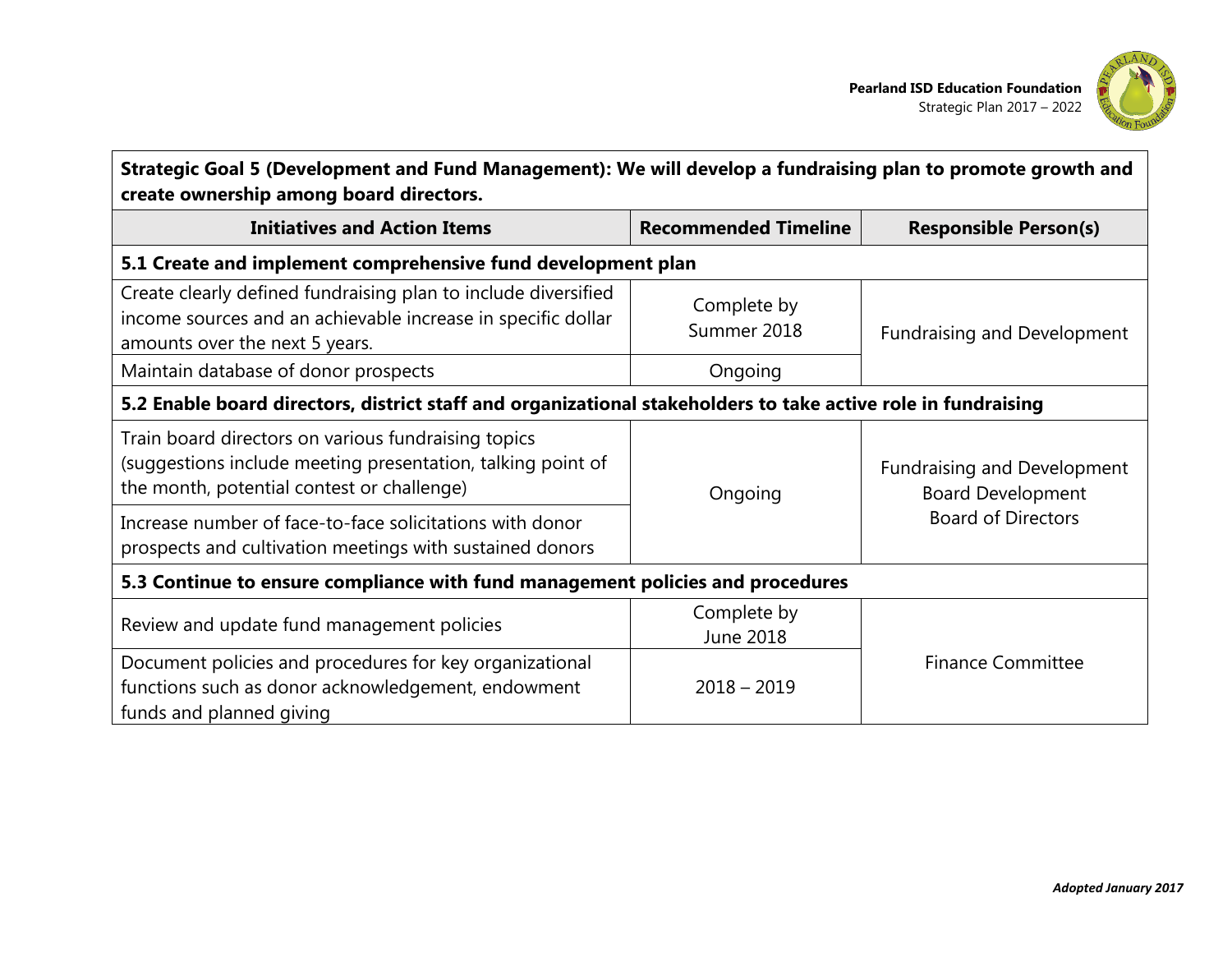| **Strategic Goal 5 (Development and Fund Management): We will develop a fundraising plan to promote growth and create ownership among board directors.** | | |
|---|---|---|
| **Initiatives and Action Items** | **Recommended Timeline** | **Responsible Person(s)** |
| **5.1 Create and implement comprehensive fund development plan** | | |
| Create clearly defined fundraising plan to include diversified income sources and an achievable increase in specific dollar amounts over the next 5 years. | Complete by Summer 2018 | Fundraising and Development |
| Maintain database of donor prospects | Ongoing | |
| **5.2 Enable board directors, district staff and organizational stakeholders to take active role in fundraising** | | |
| Train board directors on various fundraising topics (suggestions include meeting presentation, talking point of the month, potential contest or challenge) | Ongoing | Fundraising and Development<br>Board Development<br>Board of Directors |
| Increase number of face-to-face solicitations with donor prospects and cultivation meetings with sustained donors | | |
| **5.3 Continue to ensure compliance with fund management policies and procedures** | | |
| Review and update fund management policies | Complete by June 2018 | Finance Committee |
| Document policies and procedures for key organizational functions such as donor acknowledgement, endowment funds and planned giving | 2018 – 2019 | |

*Adopted January 2017*